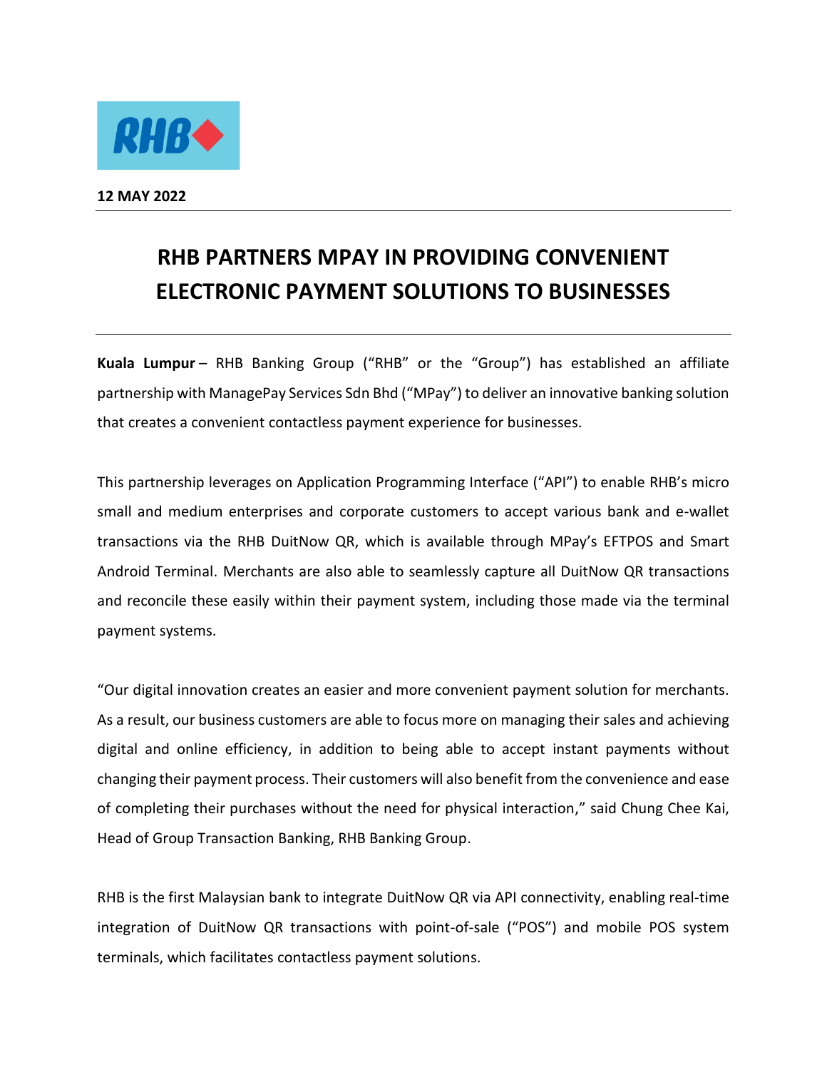**12 MAY 2022**

# RHB PARTNERS MPAY IN PROVIDING CONVENIENT ELECTRONIC PAYMENT SOLUTIONS TO BUSINESSES

**Kuala Lumpur** – RHB Banking Group ("RHB" or the "Group") has established an affiliate partnership with ManagePay Services Sdn Bhd ("MPay") to deliver an innovative banking solution that creates a convenient contactless payment experience for businesses.

This partnership leverages on Application Programming Interface ("API") to enable RHB's micro small and medium enterprises and corporate customers to accept various bank and e-wallet transactions via the RHB DuitNow QR, which is available through MPay's EFTPOS and Smart Android Terminal. Merchants are also able to seamlessly capture all DuitNow QR transactions and reconcile these easily within their payment system, including those made via the terminal payment systems.

"Our digital innovation creates an easier and more convenient payment solution for merchants. As a result, our business customers are able to focus more on managing their sales and achieving digital and online efficiency, in addition to being able to accept instant payments without changing their payment process. Their customers will also benefit from the convenience and ease of completing their purchases without the need for physical interaction," said Chung Chee Kai, Head of Group Transaction Banking, RHB Banking Group.

RHB is the first Malaysian bank to integrate DuitNow QR via API connectivity, enabling real-time integration of DuitNow QR transactions with point-of-sale ("POS") and mobile POS system terminals, which facilitates contactless payment solutions.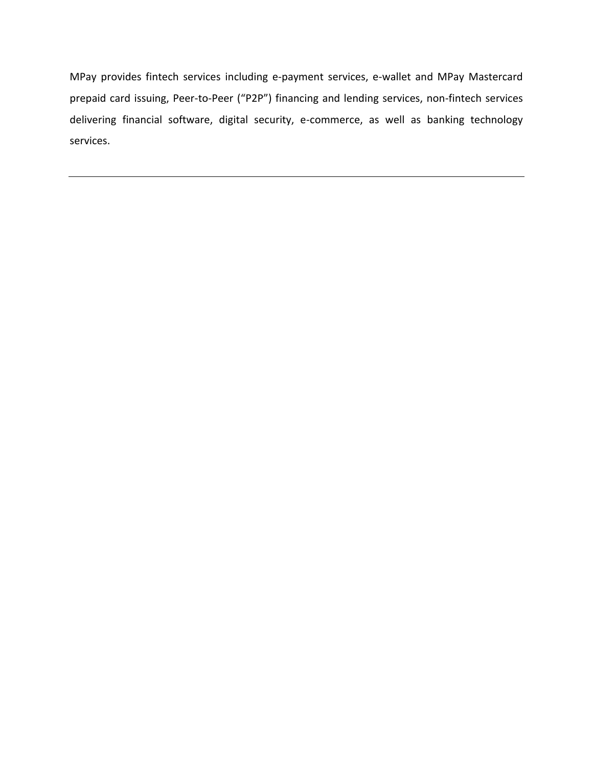MPay provides fintech services including e-payment services, e-wallet and MPay Mastercard prepaid card issuing, Peer-to-Peer (“P2P”) financing and lending services, non-fintech services delivering financial software, digital security, e-commerce, as well as banking technology services.

---